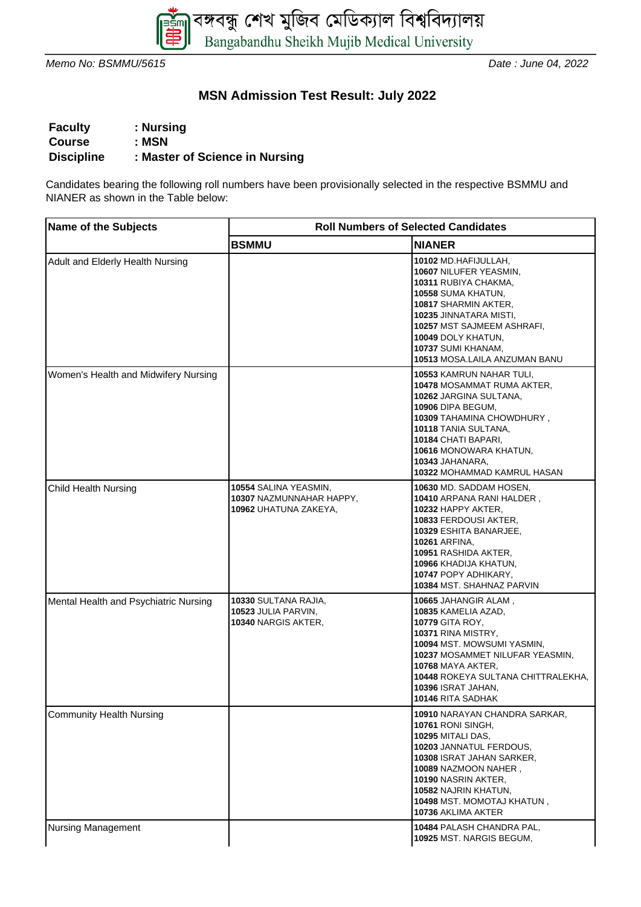বঙ্গবন্ধু শেখ মুজিব মেডিক্যাল বিশ্ববিদ্যালয়

Bangabandhu Sheikh Mujib Medical University

*Memo No: BSMMU/5615* *Date : June 04, 2022*

## MSN Admission Test Result: July 2022

**Faculty : Nursing**
**Course : MSN**
**Discipline : Master of Science in Nursing**

Candidates bearing the following roll numbers have been provisionally selected in the respective BSMMU and NIANER as shown in the Table below:

| Name of the Subjects | Roll Numbers of Selected Candidates | |
|---|---|---|
| | **BSMMU** | **NIANER** |
| Adult and Elderly Health Nursing | | **10102** MD.HAFIJULLAH, **10607** NILUFER YEASMIN, **10311** RUBIYA CHAKMA, **10558** SUMA KHATUN, **10817** SHARMIN AKTER, **10235** JINNATARA MISTI, **10257** MST SAJMEEM ASHRAFI, **10049** DOLY KHATUN, **10737** SUMI KHANAM, **10513** MOSA.LAILA ANZUMAN BANU |
| Women's Health and Midwifery Nursing | | **10553** KAMRUN NAHAR TULI, **10478** MOSAMMAT RUMA AKTER, **10262** JARGINA SULTANA, **10906** DIPA BEGUM, **10309** TAHAMINA CHOWDHURY , **10118** TANIA SULTANA, **10184** CHATI BAPARI, **10616** MONOWARA KHATUN, **10343** JAHANARA, **10322** MOHAMMAD KAMRUL HASAN |
| Child Health Nursing | **10554** SALINA YEASMIN, **10307** NAZMUNNAHAR HAPPY, **10962** UHATUNA ZAKEYA, | **10630** MD. SADDAM HOSEN, **10410** ARPANA RANI HALDER , **10232** HAPPY AKTER, **10833** FERDOUSI AKTER, **10329** ESHITA BANARJEE, **10261** ARFINA, **10951** RASHIDA AKTER, **10966** KHADIJA KHATUN, **10747** POPY ADHIKARY, **10384** MST. SHAHNAZ PARVIN |
| Mental Health and Psychiatric Nursing | **10330** SULTANA RAJIA, **10523** JULIA PARVIN, **10340** NARGIS AKTER, | **10665** JAHANGIR ALAM , **10835** KAMELIA AZAD, **10779** GITA ROY, **10371** RINA MISTRY, **10094** MST. MOWSUMI YASMIN, **10237** MOSAMMET NILUFAR YEASMIN, **10768** MAYA AKTER, **10448** ROKEYA SULTANA CHITTRALEKHA, **10396** ISRAT JAHAN, **10146** RITA SADHAK |
| Community Health Nursing | | **10910** NARAYAN CHANDRA SARKAR, **10761** RONI SINGH, **10295** MITALI DAS, **10203** JANNATUL FERDOUS, **10308** ISRAT JAHAN SARKER, **10089** NAZMOON NAHER , **10190** NASRIN AKTER, **10582** NAJRIN KHATUN, **10498** MST. MOMOTAJ KHATUN , **10736** AKLIMA AKTER |
| Nursing Management | | **10484** PALASH CHANDRA PAL, **10925** MST. NARGIS BEGUM, |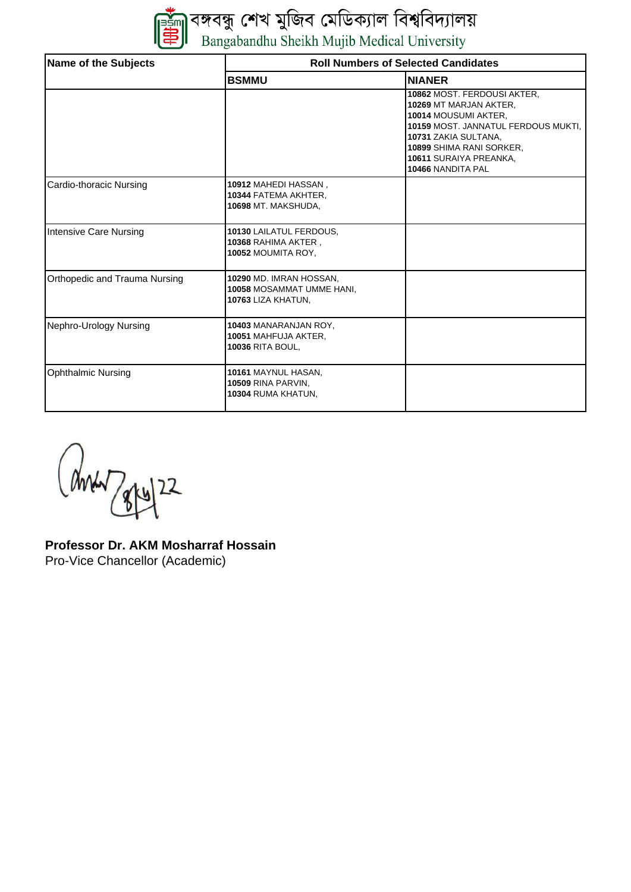বঙ্গবন্ধু শেখ মুজিব মেডিক্যাল বিশ্ববিদ্যালয়

Bangabandhu Sheikh Mujib Medical University

| Name of the Subjects | Roll Numbers of Selected Candidates | |
|---|---|---|
| | **BSMMU** | **NIANER** |
| | | **10862** MOST. FERDOUSI AKTER, **10269** MT MARJAN AKTER, **10014** MOUSUMI AKTER, **10159** MOST. JANNATUL FERDOUS MUKTI, **10731** ZAKIA SULTANA, **10899** SHIMA RANI SORKER, **10611** SURAIYA PREANKA, **10466** NANDITA PAL |
| Cardio-thoracic Nursing | **10912** MAHEDI HASSAN , **10344** FATEMA AKHTER, **10698** MT. MAKSHUDA, | |
| Intensive Care Nursing | **10130** LAILATUL FERDOUS, **10368** RAHIMA AKTER , **10052** MOUMITA ROY, | |
| Orthopedic and Trauma Nursing | **10290** MD. IMRAN HOSSAN, **10058** MOSAMMAT UMME HANI, **10763** LIZA KHATUN, | |
| Nephro-Urology Nursing | **10403** MANARANJAN ROY, **10051** MAHFUJA AKTER, **10036** RITA BOUL, | |
| Ophthalmic Nursing | **10161** MAYNUL HASAN, **10509** RINA PARVIN, **10304** RUMA KHATUN, | |

8/6/22

**Professor Dr. AKM Mosharraf Hossain**
Pro-Vice Chancellor (Academic)